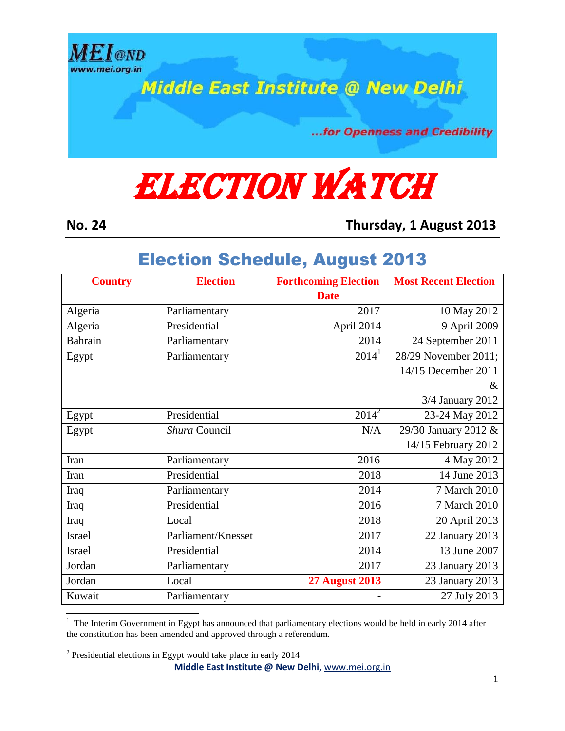Middle East Institute @ New Delhi

MEI@ND www.mei.org.in

...for Openness and Credibility

# ELECTION WATCH

**No. 24** **Thursday, 1 August 2013**

## Election Schedule, August 2013

| Country | Election | Forthcoming Election Date | Most Recent Election |
|---|---|---|---|
| Algeria | Parliamentary | 2017 | 10 May 2012 |
| Algeria | Presidential | April 2014 | 9 April 2009 |
| Bahrain | Parliamentary | 2014 | 24 September 2011 |
| Egypt | Parliamentary | 2014[1] | 28/29 November 2011; 14/15 December 2011 & 3/4 January 2012 |
| Egypt | Presidential | 2014[2] | 23-24 May 2012 |
| Egypt | *Shura* Council | N/A | 29/30 January 2012 & 14/15 February 2012 |
| Iran | Parliamentary | 2016 | 4 May 2012 |
| Iran | Presidential | 2018 | 14 June 2013 |
| Iraq | Parliamentary | 2014 | 7 March 2010 |
| Iraq | Presidential | 2016 | 7 March 2010 |
| Iraq | Local | 2018 | 20 April 2013 |
| Israel | Parliament/Knesset | 2017 | 22 January 2013 |
| Israel | Presidential | 2014 | 13 June 2007 |
| Jordan | Parliamentary | 2017 | 23 January 2013 |
| Jordan | Local | **27 August 2013** | 23 January 2013 |
| Kuwait | Parliamentary | - | 27 July 2013 |

[1] The Interim Government in Egypt has announced that parliamentary elections would be held in early 2014 after the constitution has been amended and approved through a referendum.

[2] Presidential elections in Egypt would take place in early 2014

**Middle East Institute @ New Delhi,** www.mei.org.in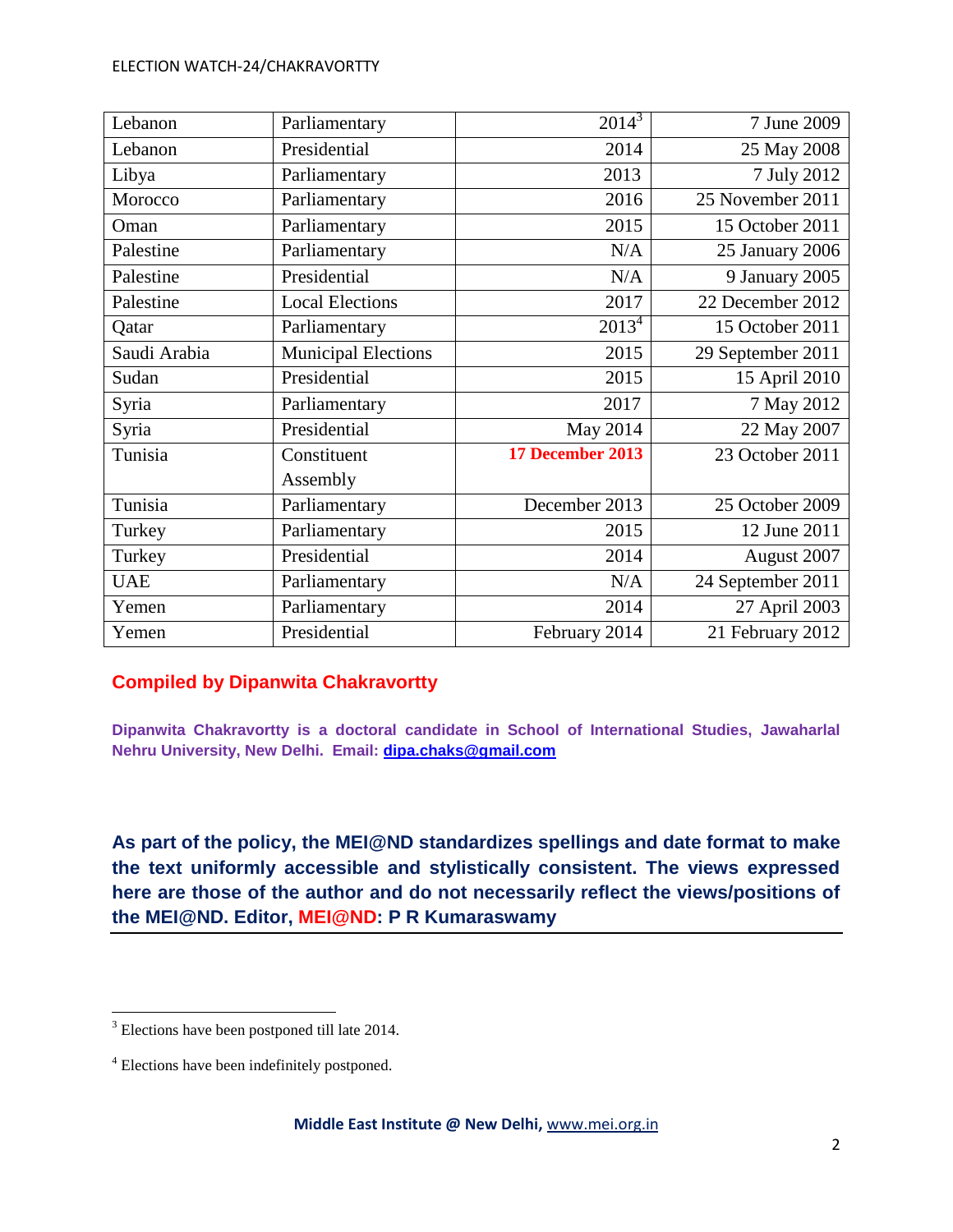| | | | |
|---|---|---|---|
| Lebanon | Parliamentary | 2014[3] | 7 June 2009 |
| Lebanon | Presidential | 2014 | 25 May 2008 |
| Libya | Parliamentary | 2013 | 7 July 2012 |
| Morocco | Parliamentary | 2016 | 25 November 2011 |
| Oman | Parliamentary | 2015 | 15 October 2011 |
| Palestine | Parliamentary | N/A | 25 January 2006 |
| Palestine | Presidential | N/A | 9 January 2005 |
| Palestine | Local Elections | 2017 | 22 December 2012 |
| Qatar | Parliamentary | 2013[4] | 15 October 2011 |
| Saudi Arabia | Municipal Elections | 2015 | 29 September 2011 |
| Sudan | Presidential | 2015 | 15 April 2010 |
| Syria | Parliamentary | 2017 | 7 May 2012 |
| Syria | Presidential | May 2014 | 22 May 2007 |
| Tunisia | Constituent Assembly | **17 December 2013** | 23 October 2011 |
| Tunisia | Parliamentary | December 2013 | 25 October 2009 |
| Turkey | Parliamentary | 2015 | 12 June 2011 |
| Turkey | Presidential | 2014 | August 2007 |
| UAE | Parliamentary | N/A | 24 September 2011 |
| Yemen | Parliamentary | 2014 | 27 April 2003 |
| Yemen | Presidential | February 2014 | 21 February 2012 |

**Compiled by Dipanwita Chakravortty**

**Dipanwita Chakravortty is a doctoral candidate in School of International Studies, Jawaharlal Nehru University, New Delhi. Email: dipa.chaks@gmail.com**

**As part of the policy, the MEI@ND standardizes spellings and date format to make the text uniformly accessible and stylistically consistent. The views expressed here are those of the author and do not necessarily reflect the views/positions of the MEI@ND. Editor, MEI@ND: P R Kumaraswamy**

[3] Elections have been postponed till late 2014.

[4] Elections have been indefinitely postponed.